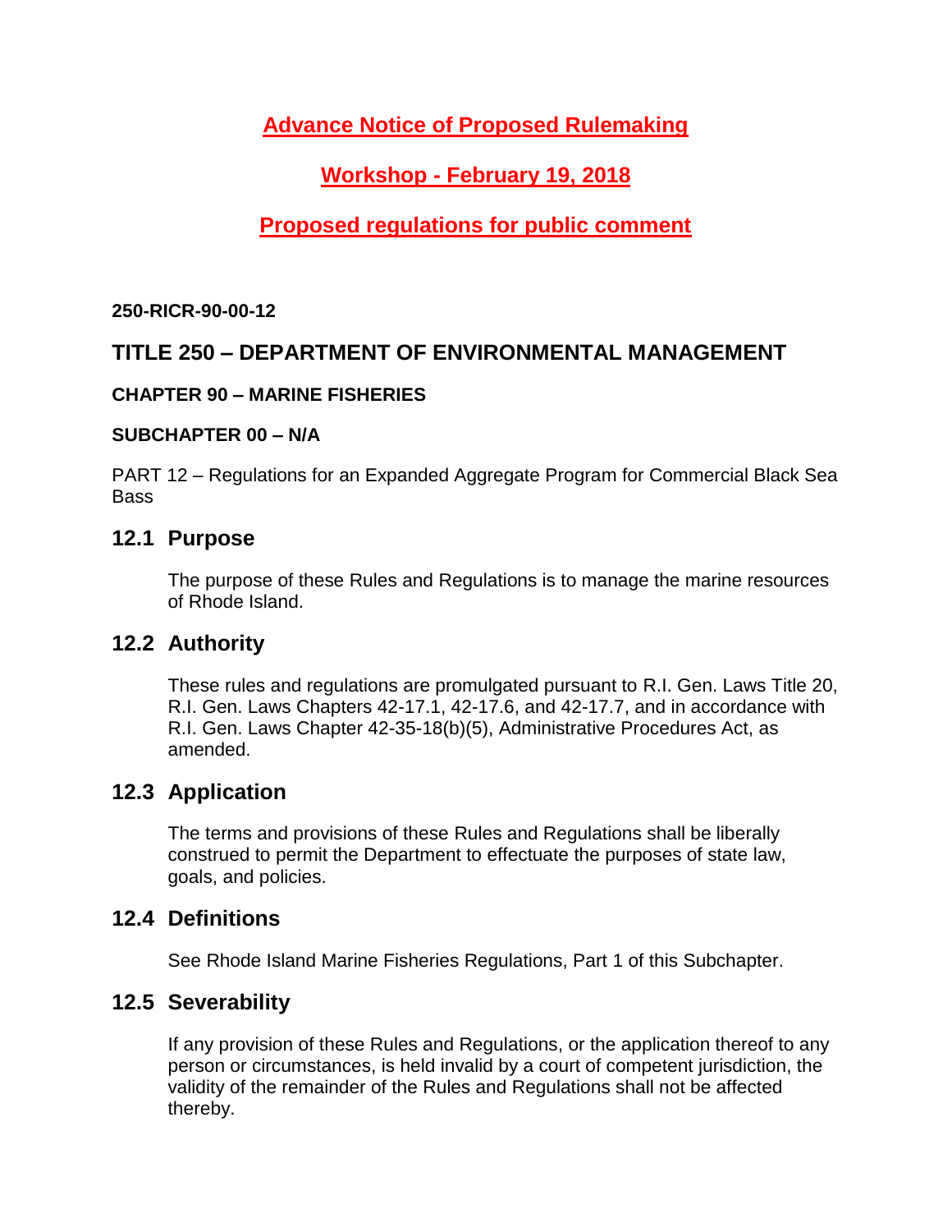**Advance Notice of Proposed Rulemaking**

**Workshop - February 19, 2018**

**Proposed regulations for public comment**

**250-RICR-90-00-12**

## TITLE 250 – DEPARTMENT OF ENVIRONMENTAL MANAGEMENT

**CHAPTER 90 – MARINE FISHERIES**

**SUBCHAPTER 00 – N/A**

PART 12 – Regulations for an Expanded Aggregate Program for Commercial Black Sea Bass

## 12.1 Purpose

The purpose of these Rules and Regulations is to manage the marine resources of Rhode Island.

## 12.2 Authority

These rules and regulations are promulgated pursuant to R.I. Gen. Laws Title 20, R.I. Gen. Laws Chapters 42-17.1, 42-17.6, and 42-17.7, and in accordance with R.I. Gen. Laws Chapter 42-35-18(b)(5), Administrative Procedures Act, as amended.

## 12.3 Application

The terms and provisions of these Rules and Regulations shall be liberally construed to permit the Department to effectuate the purposes of state law, goals, and policies.

## 12.4 Definitions

See Rhode Island Marine Fisheries Regulations, Part 1 of this Subchapter.

## 12.5 Severability

If any provision of these Rules and Regulations, or the application thereof to any person or circumstances, is held invalid by a court of competent jurisdiction, the validity of the remainder of the Rules and Regulations shall not be affected thereby.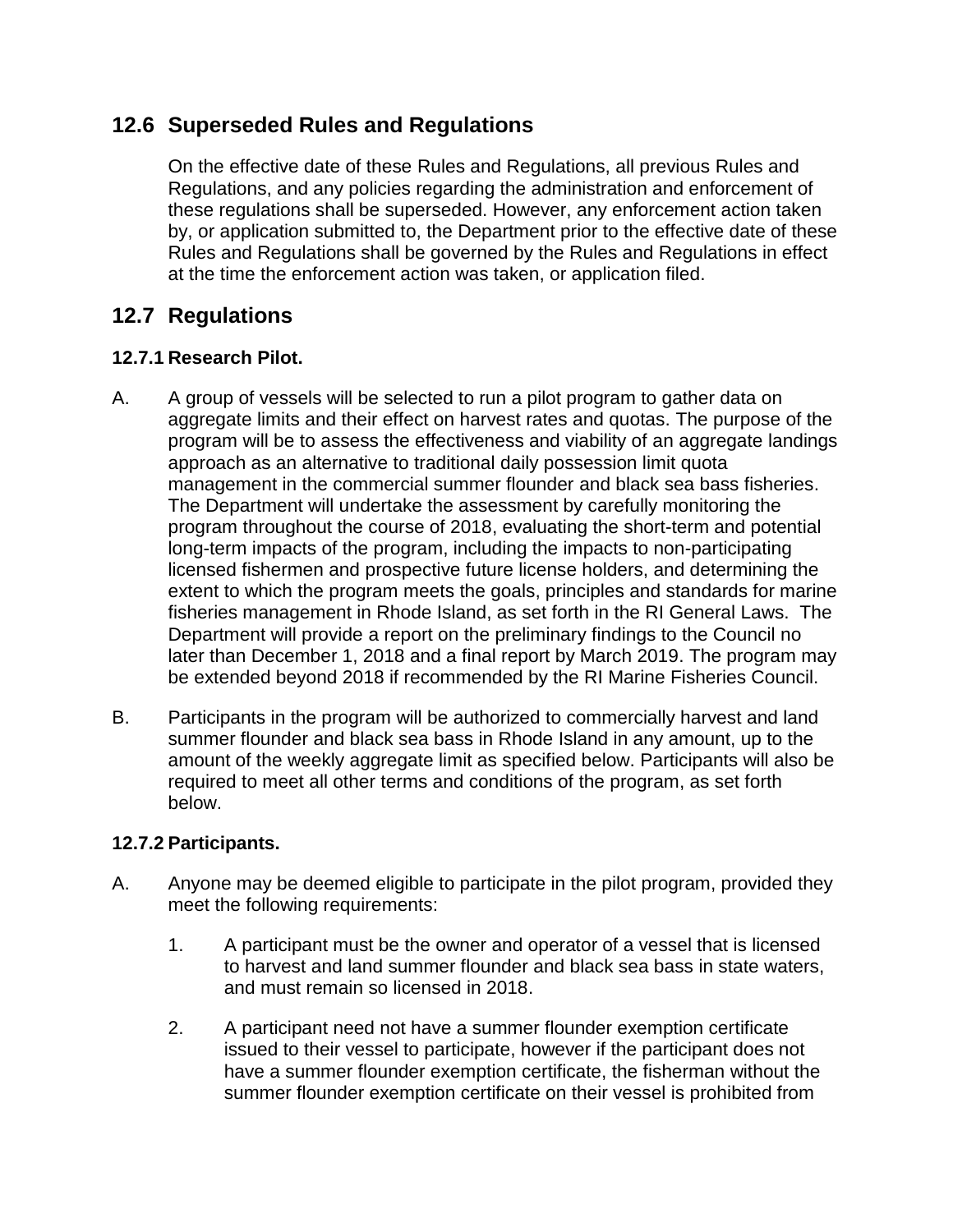## 12.6 Superseded Rules and Regulations

On the effective date of these Rules and Regulations, all previous Rules and Regulations, and any policies regarding the administration and enforcement of these regulations shall be superseded. However, any enforcement action taken by, or application submitted to, the Department prior to the effective date of these Rules and Regulations shall be governed by the Rules and Regulations in effect at the time the enforcement action was taken, or application filed.

## 12.7 Regulations

### 12.7.1 Research Pilot.

A. A group of vessels will be selected to run a pilot program to gather data on aggregate limits and their effect on harvest rates and quotas. The purpose of the program will be to assess the effectiveness and viability of an aggregate landings approach as an alternative to traditional daily possession limit quota management in the commercial summer flounder and black sea bass fisheries. The Department will undertake the assessment by carefully monitoring the program throughout the course of 2018, evaluating the short-term and potential long-term impacts of the program, including the impacts to non-participating licensed fishermen and prospective future license holders, and determining the extent to which the program meets the goals, principles and standards for marine fisheries management in Rhode Island, as set forth in the RI General Laws. The Department will provide a report on the preliminary findings to the Council no later than December 1, 2018 and a final report by March 2019. The program may be extended beyond 2018 if recommended by the RI Marine Fisheries Council.

B. Participants in the program will be authorized to commercially harvest and land summer flounder and black sea bass in Rhode Island in any amount, up to the amount of the weekly aggregate limit as specified below. Participants will also be required to meet all other terms and conditions of the program, as set forth below.

### 12.7.2 Participants.

A. Anyone may be deemed eligible to participate in the pilot program, provided they meet the following requirements:

1. A participant must be the owner and operator of a vessel that is licensed to harvest and land summer flounder and black sea bass in state waters, and must remain so licensed in 2018.

2. A participant need not have a summer flounder exemption certificate issued to their vessel to participate, however if the participant does not have a summer flounder exemption certificate, the fisherman without the summer flounder exemption certificate on their vessel is prohibited from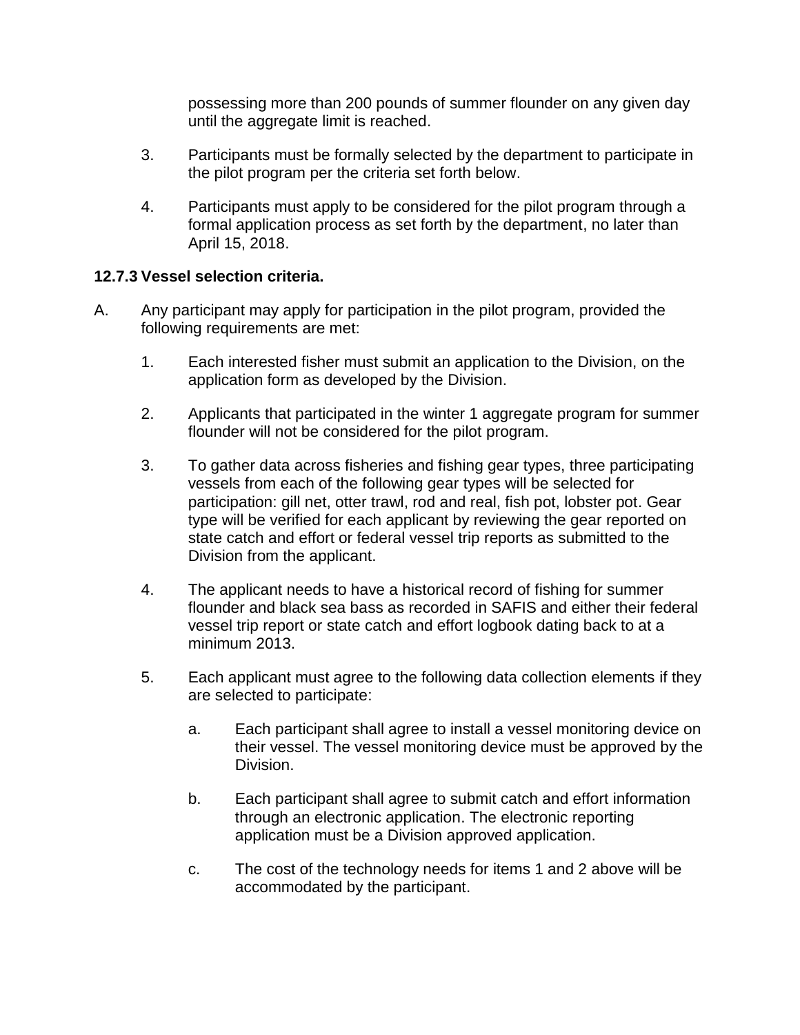possessing more than 200 pounds of summer flounder on any given day until the aggregate limit is reached.

3. Participants must be formally selected by the department to participate in the pilot program per the criteria set forth below.

4. Participants must apply to be considered for the pilot program through a formal application process as set forth by the department, no later than April 15, 2018.

**12.7.3 Vessel selection criteria.**

A. Any participant may apply for participation in the pilot program, provided the following requirements are met:

   1. Each interested fisher must submit an application to the Division, on the application form as developed by the Division.

   2. Applicants that participated in the winter 1 aggregate program for summer flounder will not be considered for the pilot program.

   3. To gather data across fisheries and fishing gear types, three participating vessels from each of the following gear types will be selected for participation: gill net, otter trawl, rod and real, fish pot, lobster pot. Gear type will be verified for each applicant by reviewing the gear reported on state catch and effort or federal vessel trip reports as submitted to the Division from the applicant.

   4. The applicant needs to have a historical record of fishing for summer flounder and black sea bass as recorded in SAFIS and either their federal vessel trip report or state catch and effort logbook dating back to at a minimum 2013.

   5. Each applicant must agree to the following data collection elements if they are selected to participate:

      a. Each participant shall agree to install a vessel monitoring device on their vessel. The vessel monitoring device must be approved by the Division.

      b. Each participant shall agree to submit catch and effort information through an electronic application. The electronic reporting application must be a Division approved application.

      c. The cost of the technology needs for items 1 and 2 above will be accommodated by the participant.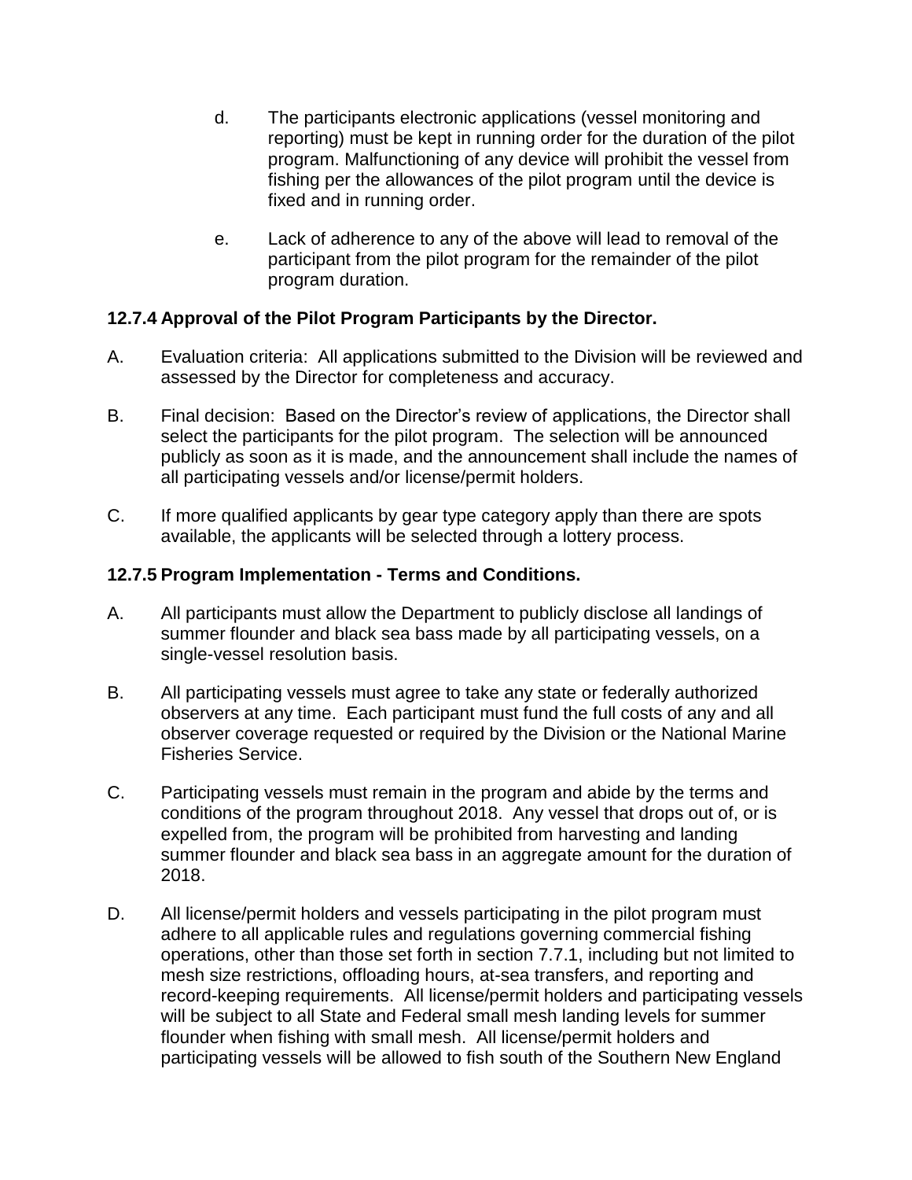d. The participants electronic applications (vessel monitoring and reporting) must be kept in running order for the duration of the pilot program. Malfunctioning of any device will prohibit the vessel from fishing per the allowances of the pilot program until the device is fixed and in running order.

e. Lack of adherence to any of the above will lead to removal of the participant from the pilot program for the remainder of the pilot program duration.

### 12.7.4 Approval of the Pilot Program Participants by the Director.

A. Evaluation criteria: All applications submitted to the Division will be reviewed and assessed by the Director for completeness and accuracy.

B. Final decision: Based on the Director's review of applications, the Director shall select the participants for the pilot program. The selection will be announced publicly as soon as it is made, and the announcement shall include the names of all participating vessels and/or license/permit holders.

C. If more qualified applicants by gear type category apply than there are spots available, the applicants will be selected through a lottery process.

### 12.7.5 Program Implementation - Terms and Conditions.

A. All participants must allow the Department to publicly disclose all landings of summer flounder and black sea bass made by all participating vessels, on a single-vessel resolution basis.

B. All participating vessels must agree to take any state or federally authorized observers at any time. Each participant must fund the full costs of any and all observer coverage requested or required by the Division or the National Marine Fisheries Service.

C. Participating vessels must remain in the program and abide by the terms and conditions of the program throughout 2018. Any vessel that drops out of, or is expelled from, the program will be prohibited from harvesting and landing summer flounder and black sea bass in an aggregate amount for the duration of 2018.

D. All license/permit holders and vessels participating in the pilot program must adhere to all applicable rules and regulations governing commercial fishing operations, other than those set forth in section 7.7.1, including but not limited to mesh size restrictions, offloading hours, at-sea transfers, and reporting and record-keeping requirements. All license/permit holders and participating vessels will be subject to all State and Federal small mesh landing levels for summer flounder when fishing with small mesh. All license/permit holders and participating vessels will be allowed to fish south of the Southern New England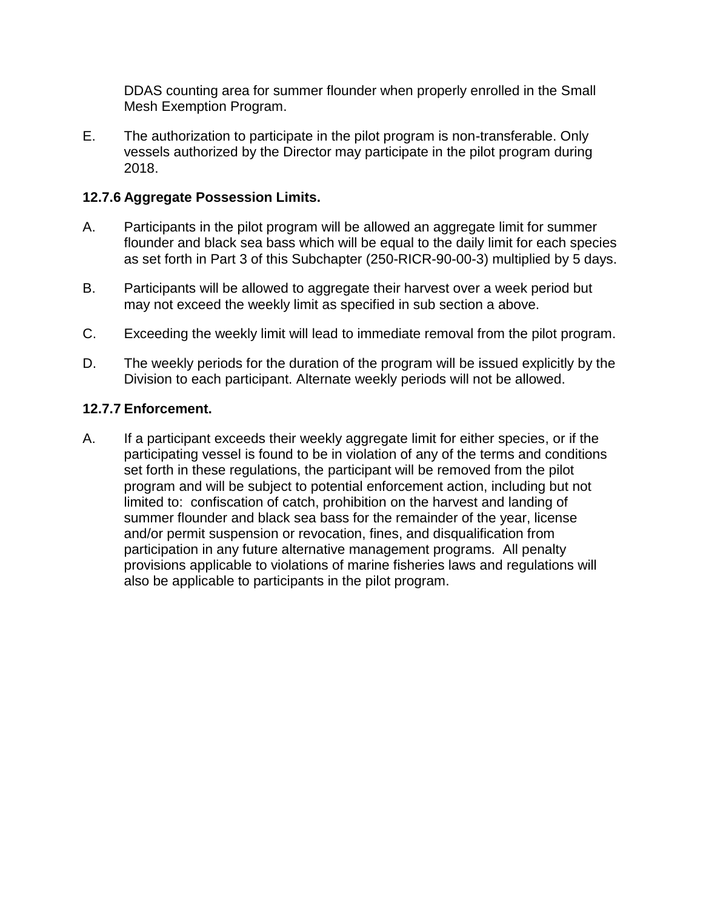DDAS counting area for summer flounder when properly enrolled in the Small Mesh Exemption Program.

E. The authorization to participate in the pilot program is non-transferable. Only vessels authorized by the Director may participate in the pilot program during 2018.

**12.7.6 Aggregate Possession Limits.**

A. Participants in the pilot program will be allowed an aggregate limit for summer flounder and black sea bass which will be equal to the daily limit for each species as set forth in Part 3 of this Subchapter (250-RICR-90-00-3) multiplied by 5 days.

B. Participants will be allowed to aggregate their harvest over a week period but may not exceed the weekly limit as specified in sub section a above.

C. Exceeding the weekly limit will lead to immediate removal from the pilot program.

D. The weekly periods for the duration of the program will be issued explicitly by the Division to each participant. Alternate weekly periods will not be allowed.

**12.7.7 Enforcement.**

A. If a participant exceeds their weekly aggregate limit for either species, or if the participating vessel is found to be in violation of any of the terms and conditions set forth in these regulations, the participant will be removed from the pilot program and will be subject to potential enforcement action, including but not limited to: confiscation of catch, prohibition on the harvest and landing of summer flounder and black sea bass for the remainder of the year, license and/or permit suspension or revocation, fines, and disqualification from participation in any future alternative management programs. All penalty provisions applicable to violations of marine fisheries laws and regulations will also be applicable to participants in the pilot program.